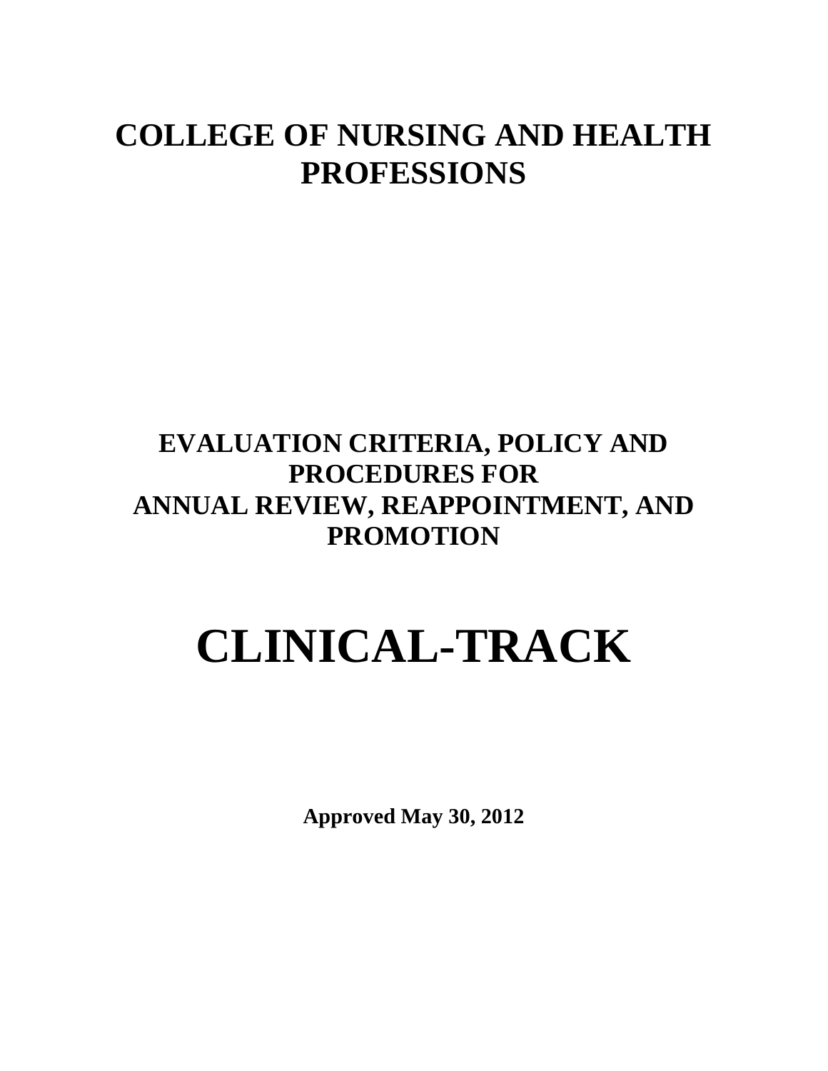# COLLEGE OF NURSING AND HEALTH PROFESSIONS

## EVALUATION CRITERIA, POLICY AND PROCEDURES FOR ANNUAL REVIEW, REAPPOINTMENT, AND PROMOTION

# CLINICAL-TRACK

**Approved May 30, 2012**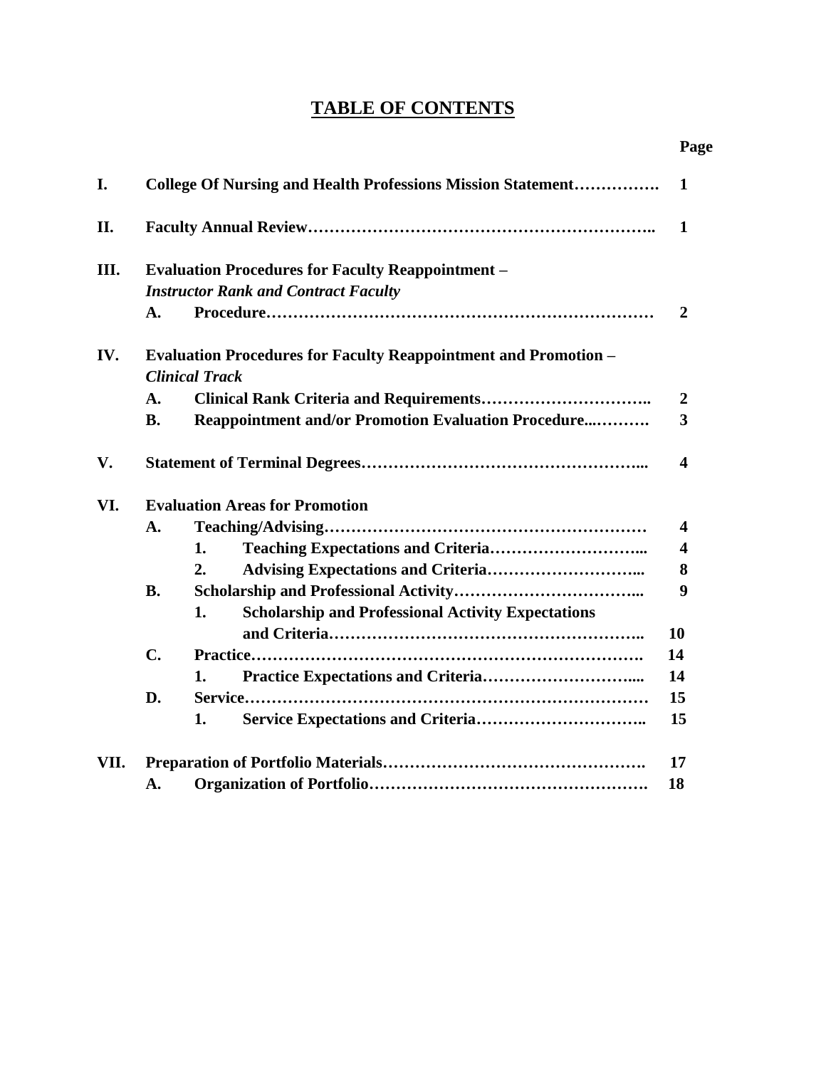# TABLE OF CONTENTS

| | | Page |
|---|---|---|
| **I.** | **College Of Nursing and Health Professions Mission Statement…………….** | **1** |
| **II.** | **Faculty Annual Review……………………………………………………..** | **1** |
| **III.** | **Evaluation Procedures for Faculty Reappointment –** ***Instructor Rank and Contract Faculty*** | |
| | **A. Procedure……………………………………………………………** | **2** |
| **IV.** | **Evaluation Procedures for Faculty Reappointment and Promotion –** ***Clinical Track*** | |
| | **A. Clinical Rank Criteria and Requirements…………………………..** | **2** |
| | **B. Reappointment and/or Promotion Evaluation Procedure...……….** | **3** |
| **V.** | **Statement of Terminal Degrees…………………………………………...** | **4** |
| **VI.** | **Evaluation Areas for Promotion** | |
| | **A. Teaching/Advising…………………………………………………** | **4** |
| | **1. Teaching Expectations and Criteria………………………...** | **4** |
| | **2. Advising Expectations and Criteria………………………...** | **8** |
| | **B. Scholarship and Professional Activity……………………………...** | **9** |
| | **1. Scholarship and Professional Activity Expectations and Criteria………………………………………………..** | **10** |
| | **C. Practice……………………………………………………………….** | **14** |
| | **1. Practice Expectations and Criteria……………………….....** | **14** |
| | **D. Service………………………………………………………………** | **15** |
| | **1. Service Expectations and Criteria…………………………..** | **15** |
| **VII.** | **Preparation of Portfolio Materials……………………………………….** | **17** |
| | **A. Organization of Portfolio………………………………………….** | **18** |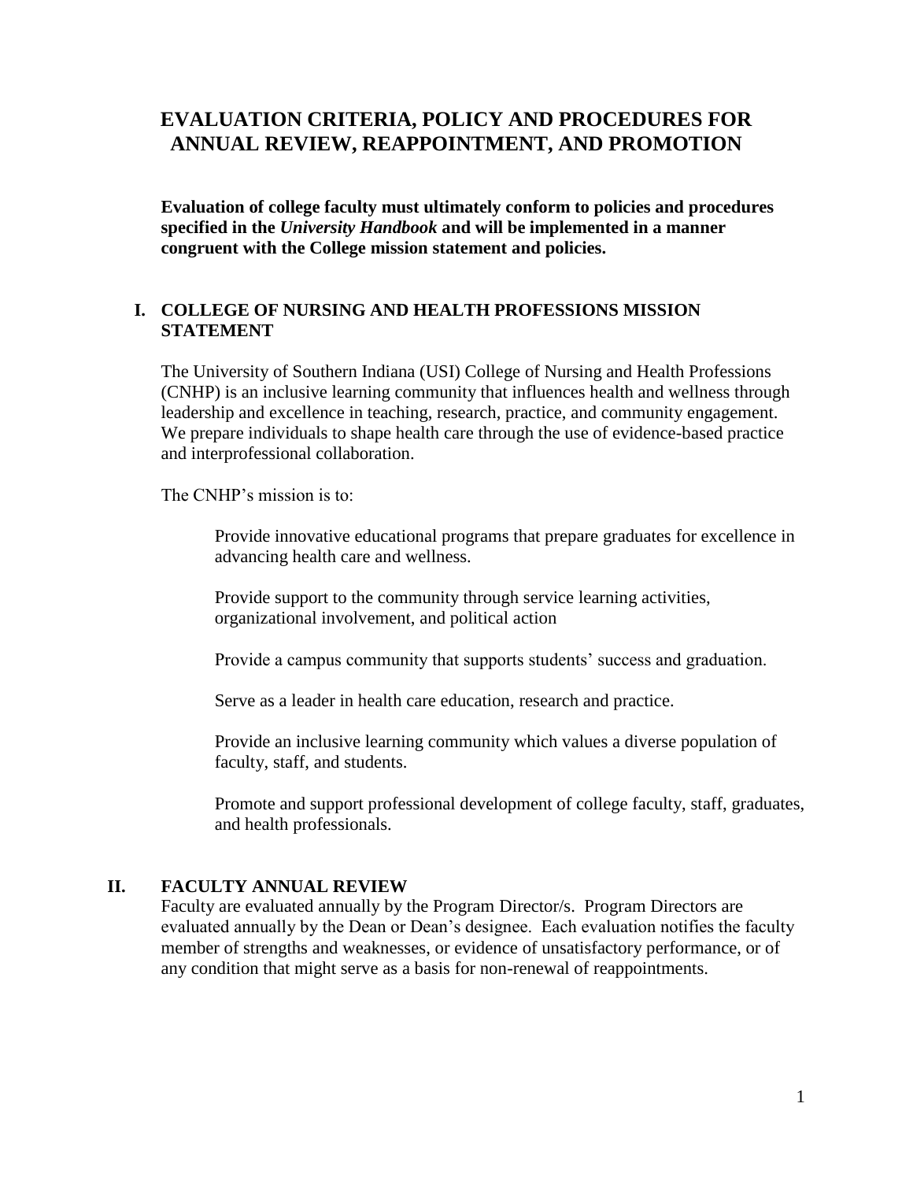# EVALUATION CRITERIA, POLICY AND PROCEDURES FOR ANNUAL REVIEW, REAPPOINTMENT, AND PROMOTION

**Evaluation of college faculty must ultimately conform to policies and procedures specified in the *University Handbook* and will be implemented in a manner congruent with the College mission statement and policies.**

## I. COLLEGE OF NURSING AND HEALTH PROFESSIONS MISSION STATEMENT

The University of Southern Indiana (USI) College of Nursing and Health Professions (CNHP) is an inclusive learning community that influences health and wellness through leadership and excellence in teaching, research, practice, and community engagement. We prepare individuals to shape health care through the use of evidence-based practice and interprofessional collaboration.

The CNHP's mission is to:

Provide innovative educational programs that prepare graduates for excellence in advancing health care and wellness.

Provide support to the community through service learning activities, organizational involvement, and political action

Provide a campus community that supports students' success and graduation.

Serve as a leader in health care education, research and practice.

Provide an inclusive learning community which values a diverse population of faculty, staff, and students.

Promote and support professional development of college faculty, staff, graduates, and health professionals.

## II. FACULTY ANNUAL REVIEW

Faculty are evaluated annually by the Program Director/s. Program Directors are evaluated annually by the Dean or Dean's designee. Each evaluation notifies the faculty member of strengths and weaknesses, or evidence of unsatisfactory performance, or of any condition that might serve as a basis for non-renewal of reappointments.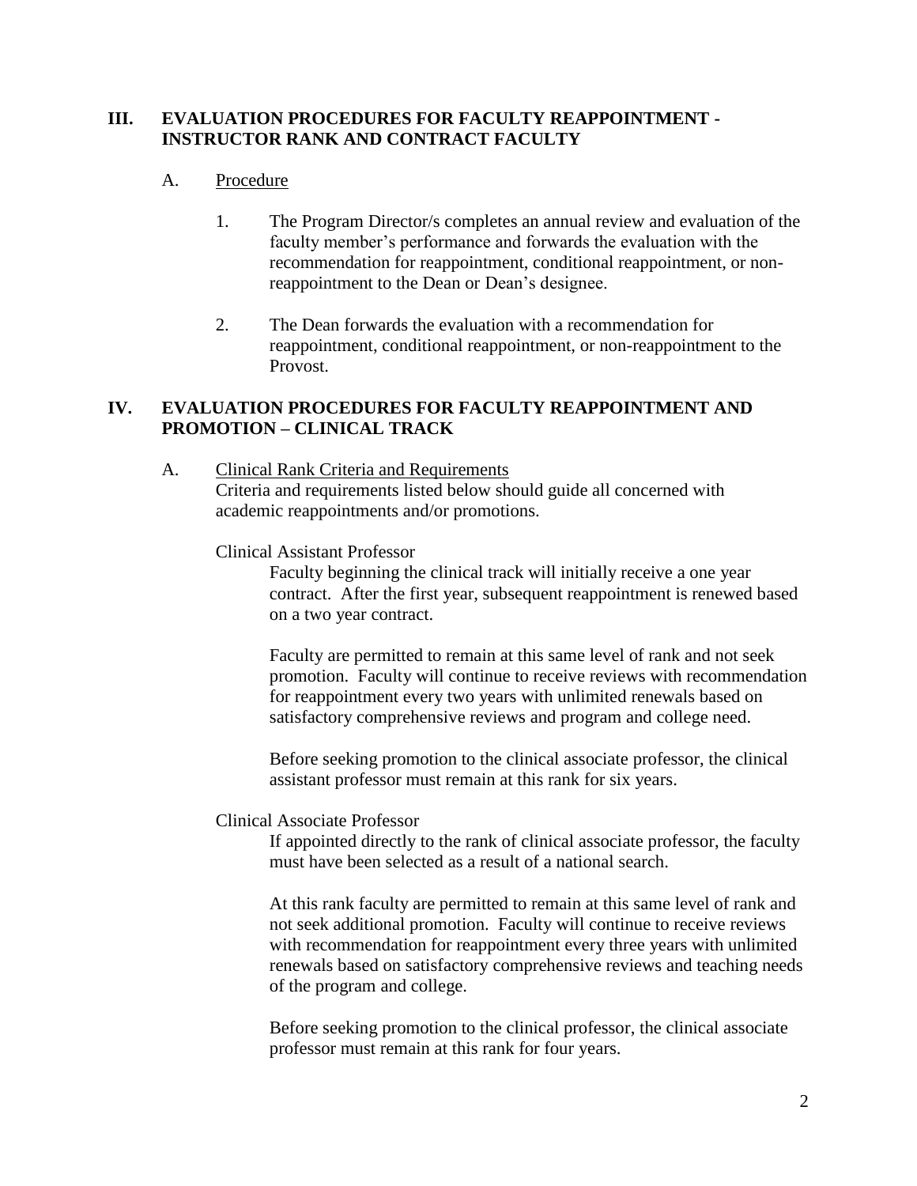## III. EVALUATION PROCEDURES FOR FACULTY REAPPOINTMENT - INSTRUCTOR RANK AND CONTRACT FACULTY

### A. Procedure

1. The Program Director/s completes an annual review and evaluation of the faculty member's performance and forwards the evaluation with the recommendation for reappointment, conditional reappointment, or non-reappointment to the Dean or Dean's designee.

2. The Dean forwards the evaluation with a recommendation for reappointment, conditional reappointment, or non-reappointment to the Provost.

## IV. EVALUATION PROCEDURES FOR FACULTY REAPPOINTMENT AND PROMOTION – CLINICAL TRACK

### A. Clinical Rank Criteria and Requirements

Criteria and requirements listed below should guide all concerned with academic reappointments and/or promotions.

Clinical Assistant Professor

Faculty beginning the clinical track will initially receive a one year contract. After the first year, subsequent reappointment is renewed based on a two year contract.

Faculty are permitted to remain at this same level of rank and not seek promotion. Faculty will continue to receive reviews with recommendation for reappointment every two years with unlimited renewals based on satisfactory comprehensive reviews and program and college need.

Before seeking promotion to the clinical associate professor, the clinical assistant professor must remain at this rank for six years.

Clinical Associate Professor

If appointed directly to the rank of clinical associate professor, the faculty must have been selected as a result of a national search.

At this rank faculty are permitted to remain at this same level of rank and not seek additional promotion. Faculty will continue to receive reviews with recommendation for reappointment every three years with unlimited renewals based on satisfactory comprehensive reviews and teaching needs of the program and college.

Before seeking promotion to the clinical professor, the clinical associate professor must remain at this rank for four years.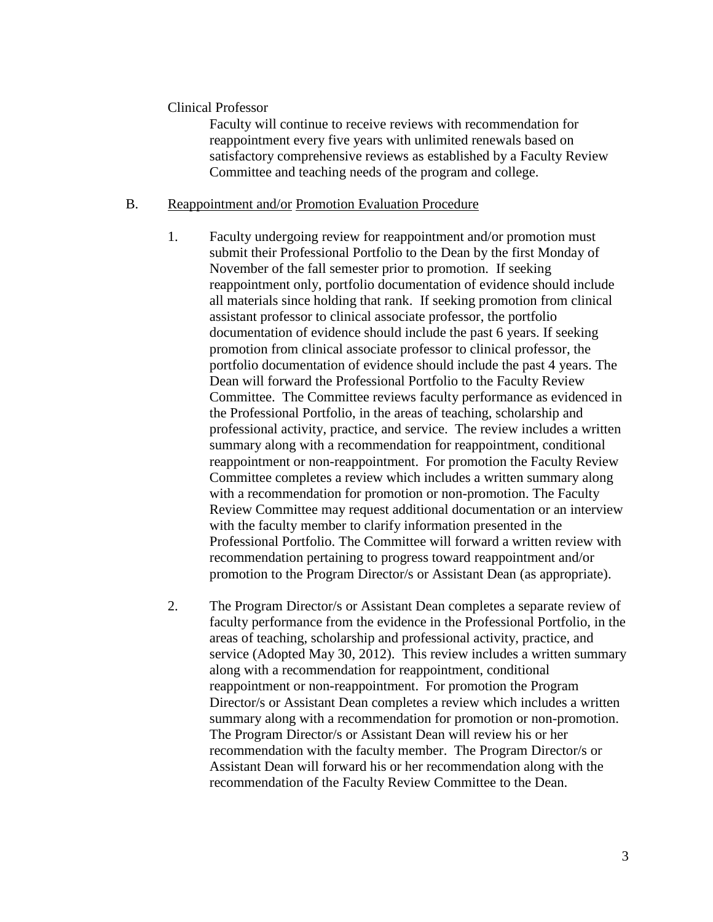Clinical Professor

Faculty will continue to receive reviews with recommendation for reappointment every five years with unlimited renewals based on satisfactory comprehensive reviews as established by a Faculty Review Committee and teaching needs of the program and college.

B. Reappointment and/or Promotion Evaluation Procedure

1. Faculty undergoing review for reappointment and/or promotion must submit their Professional Portfolio to the Dean by the first Monday of November of the fall semester prior to promotion. If seeking reappointment only, portfolio documentation of evidence should include all materials since holding that rank. If seeking promotion from clinical assistant professor to clinical associate professor, the portfolio documentation of evidence should include the past 6 years. If seeking promotion from clinical associate professor to clinical professor, the portfolio documentation of evidence should include the past 4 years. The Dean will forward the Professional Portfolio to the Faculty Review Committee. The Committee reviews faculty performance as evidenced in the Professional Portfolio, in the areas of teaching, scholarship and professional activity, practice, and service. The review includes a written summary along with a recommendation for reappointment, conditional reappointment or non-reappointment. For promotion the Faculty Review Committee completes a review which includes a written summary along with a recommendation for promotion or non-promotion. The Faculty Review Committee may request additional documentation or an interview with the faculty member to clarify information presented in the Professional Portfolio. The Committee will forward a written review with recommendation pertaining to progress toward reappointment and/or promotion to the Program Director/s or Assistant Dean (as appropriate).

2. The Program Director/s or Assistant Dean completes a separate review of faculty performance from the evidence in the Professional Portfolio, in the areas of teaching, scholarship and professional activity, practice, and service (Adopted May 30, 2012). This review includes a written summary along with a recommendation for reappointment, conditional reappointment or non-reappointment. For promotion the Program Director/s or Assistant Dean completes a review which includes a written summary along with a recommendation for promotion or non-promotion. The Program Director/s or Assistant Dean will review his or her recommendation with the faculty member. The Program Director/s or Assistant Dean will forward his or her recommendation along with the recommendation of the Faculty Review Committee to the Dean.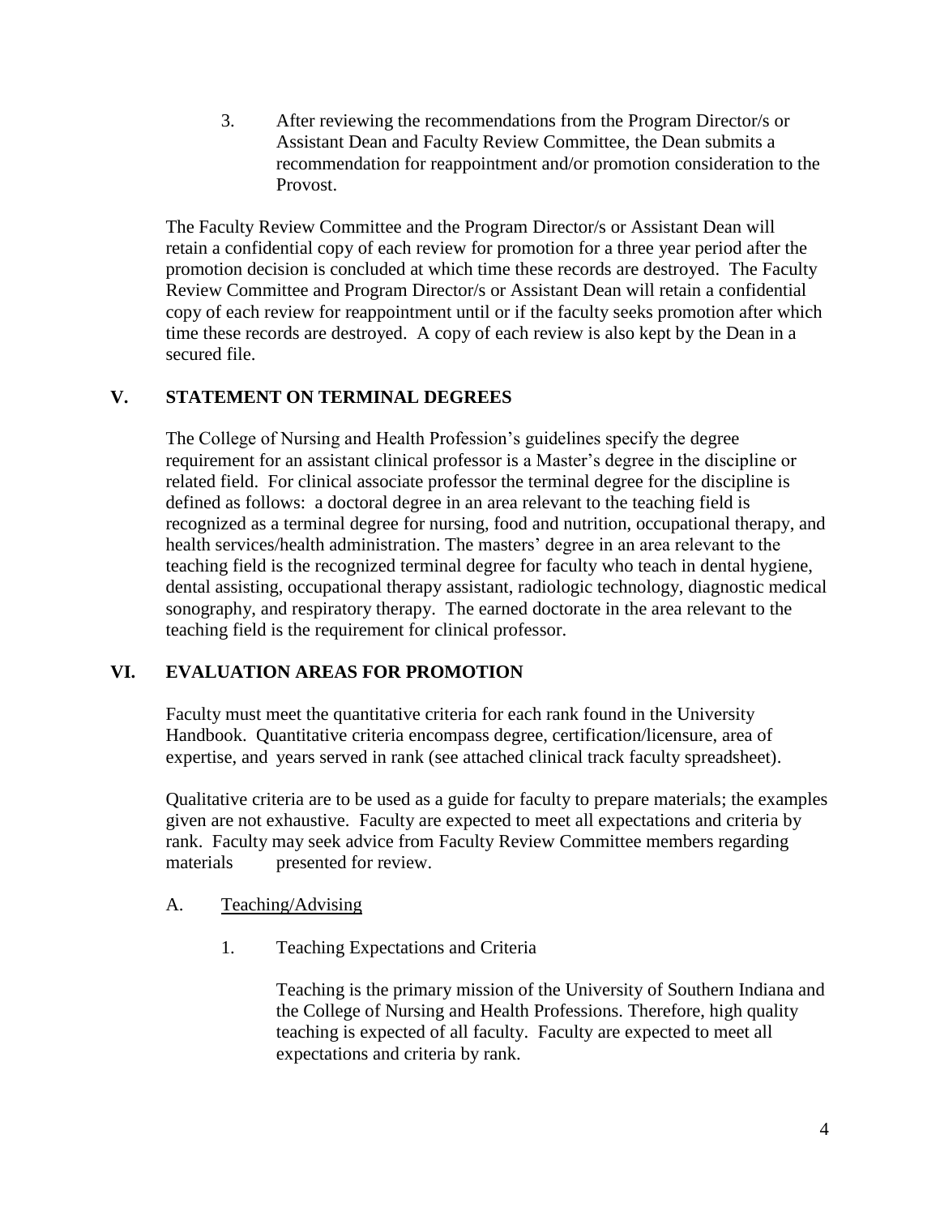3. After reviewing the recommendations from the Program Director/s or Assistant Dean and Faculty Review Committee, the Dean submits a recommendation for reappointment and/or promotion consideration to the Provost.

The Faculty Review Committee and the Program Director/s or Assistant Dean will retain a confidential copy of each review for promotion for a three year period after the promotion decision is concluded at which time these records are destroyed. The Faculty Review Committee and Program Director/s or Assistant Dean will retain a confidential copy of each review for reappointment until or if the faculty seeks promotion after which time these records are destroyed. A copy of each review is also kept by the Dean in a secured file.

## V. STATEMENT ON TERMINAL DEGREES

The College of Nursing and Health Profession's guidelines specify the degree requirement for an assistant clinical professor is a Master's degree in the discipline or related field. For clinical associate professor the terminal degree for the discipline is defined as follows: a doctoral degree in an area relevant to the teaching field is recognized as a terminal degree for nursing, food and nutrition, occupational therapy, and health services/health administration. The masters' degree in an area relevant to the teaching field is the recognized terminal degree for faculty who teach in dental hygiene, dental assisting, occupational therapy assistant, radiologic technology, diagnostic medical sonography, and respiratory therapy. The earned doctorate in the area relevant to the teaching field is the requirement for clinical professor.

## VI. EVALUATION AREAS FOR PROMOTION

Faculty must meet the quantitative criteria for each rank found in the University Handbook. Quantitative criteria encompass degree, certification/licensure, area of expertise, and years served in rank (see attached clinical track faculty spreadsheet).

Qualitative criteria are to be used as a guide for faculty to prepare materials; the examples given are not exhaustive. Faculty are expected to meet all expectations and criteria by rank. Faculty may seek advice from Faculty Review Committee members regarding materials presented for review.

### A. Teaching/Advising

#### 1. Teaching Expectations and Criteria

Teaching is the primary mission of the University of Southern Indiana and the College of Nursing and Health Professions. Therefore, high quality teaching is expected of all faculty. Faculty are expected to meet all expectations and criteria by rank.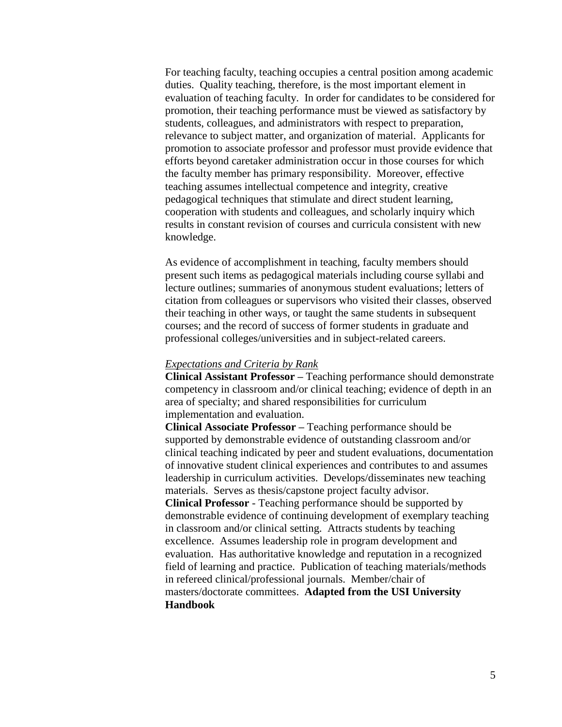For teaching faculty, teaching occupies a central position among academic duties. Quality teaching, therefore, is the most important element in evaluation of teaching faculty. In order for candidates to be considered for promotion, their teaching performance must be viewed as satisfactory by students, colleagues, and administrators with respect to preparation, relevance to subject matter, and organization of material. Applicants for promotion to associate professor and professor must provide evidence that efforts beyond caretaker administration occur in those courses for which the faculty member has primary responsibility. Moreover, effective teaching assumes intellectual competence and integrity, creative pedagogical techniques that stimulate and direct student learning, cooperation with students and colleagues, and scholarly inquiry which results in constant revision of courses and curricula consistent with new knowledge.

As evidence of accomplishment in teaching, faculty members should present such items as pedagogical materials including course syllabi and lecture outlines; summaries of anonymous student evaluations; letters of citation from colleagues or supervisors who visited their classes, observed their teaching in other ways, or taught the same students in subsequent courses; and the record of success of former students in graduate and professional colleges/universities and in subject-related careers.

*Expectations and Criteria by Rank*

**Clinical Assistant Professor –** Teaching performance should demonstrate competency in classroom and/or clinical teaching; evidence of depth in an area of specialty; and shared responsibilities for curriculum implementation and evaluation.

**Clinical Associate Professor –** Teaching performance should be supported by demonstrable evidence of outstanding classroom and/or clinical teaching indicated by peer and student evaluations, documentation of innovative student clinical experiences and contributes to and assumes leadership in curriculum activities. Develops/disseminates new teaching materials. Serves as thesis/capstone project faculty advisor.

**Clinical Professor** - Teaching performance should be supported by demonstrable evidence of continuing development of exemplary teaching in classroom and/or clinical setting. Attracts students by teaching excellence. Assumes leadership role in program development and evaluation. Has authoritative knowledge and reputation in a recognized field of learning and practice. Publication of teaching materials/methods in refereed clinical/professional journals. Member/chair of masters/doctorate committees. **Adapted from the USI University Handbook**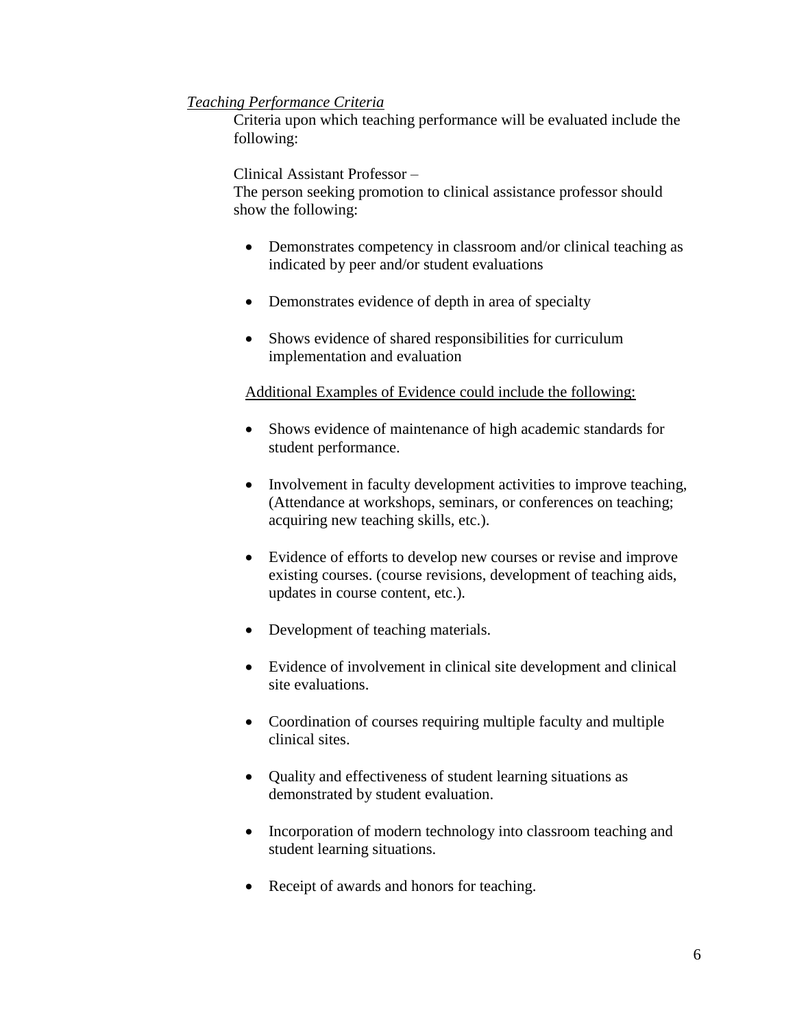*Teaching Performance Criteria*

Criteria upon which teaching performance will be evaluated include the following:

Clinical Assistant Professor –

The person seeking promotion to clinical assistance professor should show the following:

- Demonstrates competency in classroom and/or clinical teaching as indicated by peer and/or student evaluations
- Demonstrates evidence of depth in area of specialty
- Shows evidence of shared responsibilities for curriculum implementation and evaluation

Additional Examples of Evidence could include the following:

- Shows evidence of maintenance of high academic standards for student performance.
- Involvement in faculty development activities to improve teaching, (Attendance at workshops, seminars, or conferences on teaching; acquiring new teaching skills, etc.).
- Evidence of efforts to develop new courses or revise and improve existing courses. (course revisions, development of teaching aids, updates in course content, etc.).
- Development of teaching materials.
- Evidence of involvement in clinical site development and clinical site evaluations.
- Coordination of courses requiring multiple faculty and multiple clinical sites.
- Quality and effectiveness of student learning situations as demonstrated by student evaluation.
- Incorporation of modern technology into classroom teaching and student learning situations.
- Receipt of awards and honors for teaching.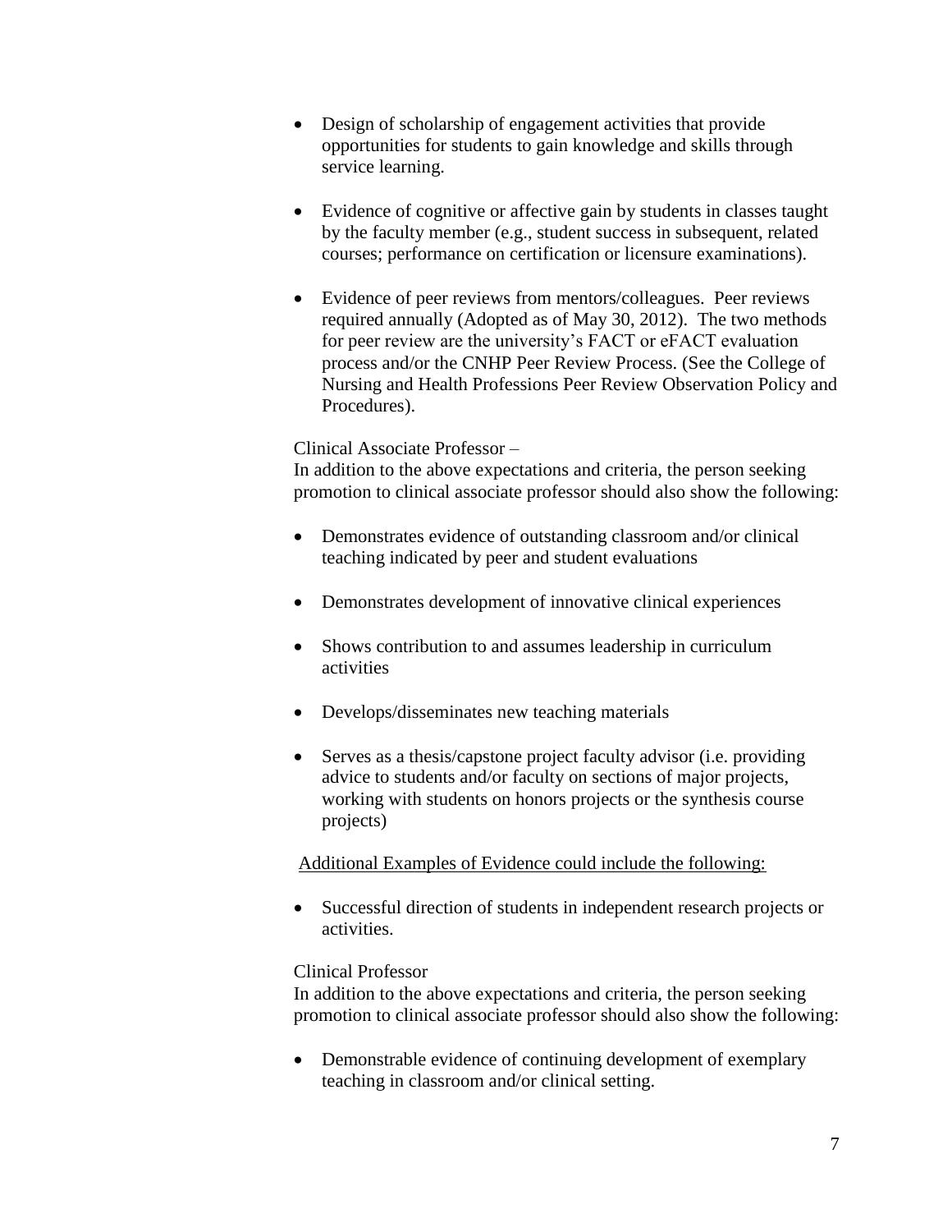- Design of scholarship of engagement activities that provide opportunities for students to gain knowledge and skills through service learning.

- Evidence of cognitive or affective gain by students in classes taught by the faculty member (e.g., student success in subsequent, related courses; performance on certification or licensure examinations).

- Evidence of peer reviews from mentors/colleagues. Peer reviews required annually (Adopted as of May 30, 2012). The two methods for peer review are the university's FACT or eFACT evaluation process and/or the CNHP Peer Review Process. (See the College of Nursing and Health Professions Peer Review Observation Policy and Procedures).

Clinical Associate Professor –

In addition to the above expectations and criteria, the person seeking promotion to clinical associate professor should also show the following:

- Demonstrates evidence of outstanding classroom and/or clinical teaching indicated by peer and student evaluations

- Demonstrates development of innovative clinical experiences

- Shows contribution to and assumes leadership in curriculum activities

- Develops/disseminates new teaching materials

- Serves as a thesis/capstone project faculty advisor (i.e. providing advice to students and/or faculty on sections of major projects, working with students on honors projects or the synthesis course projects)

<u>Additional Examples of Evidence could include the following:</u>

- Successful direction of students in independent research projects or activities.

Clinical Professor

In addition to the above expectations and criteria, the person seeking promotion to clinical associate professor should also show the following:

- Demonstrable evidence of continuing development of exemplary teaching in classroom and/or clinical setting.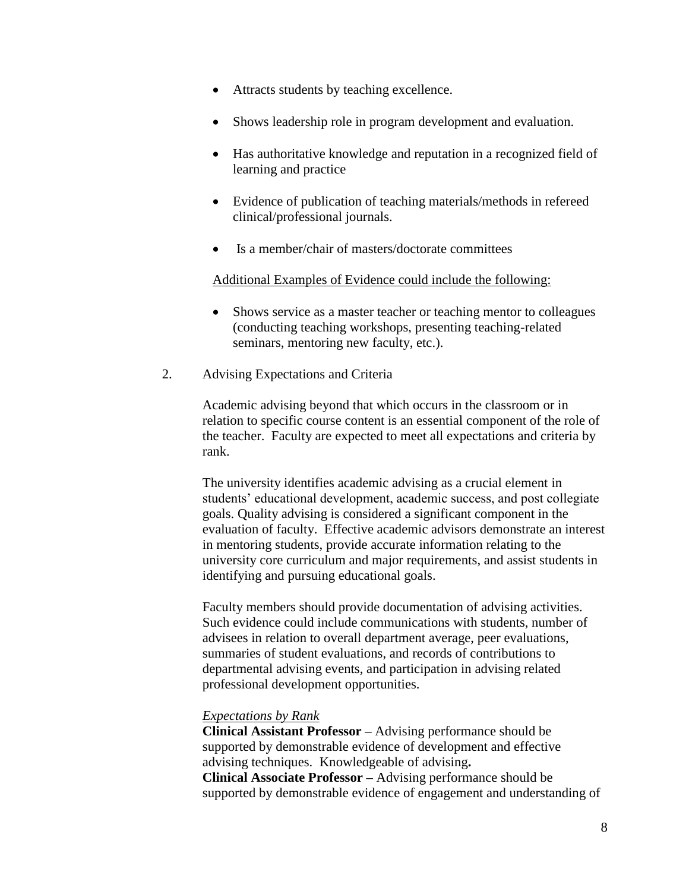- Attracts students by teaching excellence.
- Shows leadership role in program development and evaluation.
- Has authoritative knowledge and reputation in a recognized field of learning and practice
- Evidence of publication of teaching materials/methods in refereed clinical/professional journals.
- Is a member/chair of masters/doctorate committees

<u>Additional Examples of Evidence could include the following:</u>

- Shows service as a master teacher or teaching mentor to colleagues (conducting teaching workshops, presenting teaching-related seminars, mentoring new faculty, etc.).

2. Advising Expectations and Criteria

Academic advising beyond that which occurs in the classroom or in relation to specific course content is an essential component of the role of the teacher. Faculty are expected to meet all expectations and criteria by rank.

The university identifies academic advising as a crucial element in students' educational development, academic success, and post collegiate goals. Quality advising is considered a significant component in the evaluation of faculty. Effective academic advisors demonstrate an interest in mentoring students, provide accurate information relating to the university core curriculum and major requirements, and assist students in identifying and pursuing educational goals.

Faculty members should provide documentation of advising activities. Such evidence could include communications with students, number of advisees in relation to overall department average, peer evaluations, summaries of student evaluations, and records of contributions to departmental advising events, and participation in advising related professional development opportunities.

*<u>Expectations by Rank</u>*
**Clinical Assistant Professor –** Advising performance should be supported by demonstrable evidence of development and effective advising techniques. Knowledgeable of advising**.**
**Clinical Associate Professor –** Advising performance should be supported by demonstrable evidence of engagement and understanding of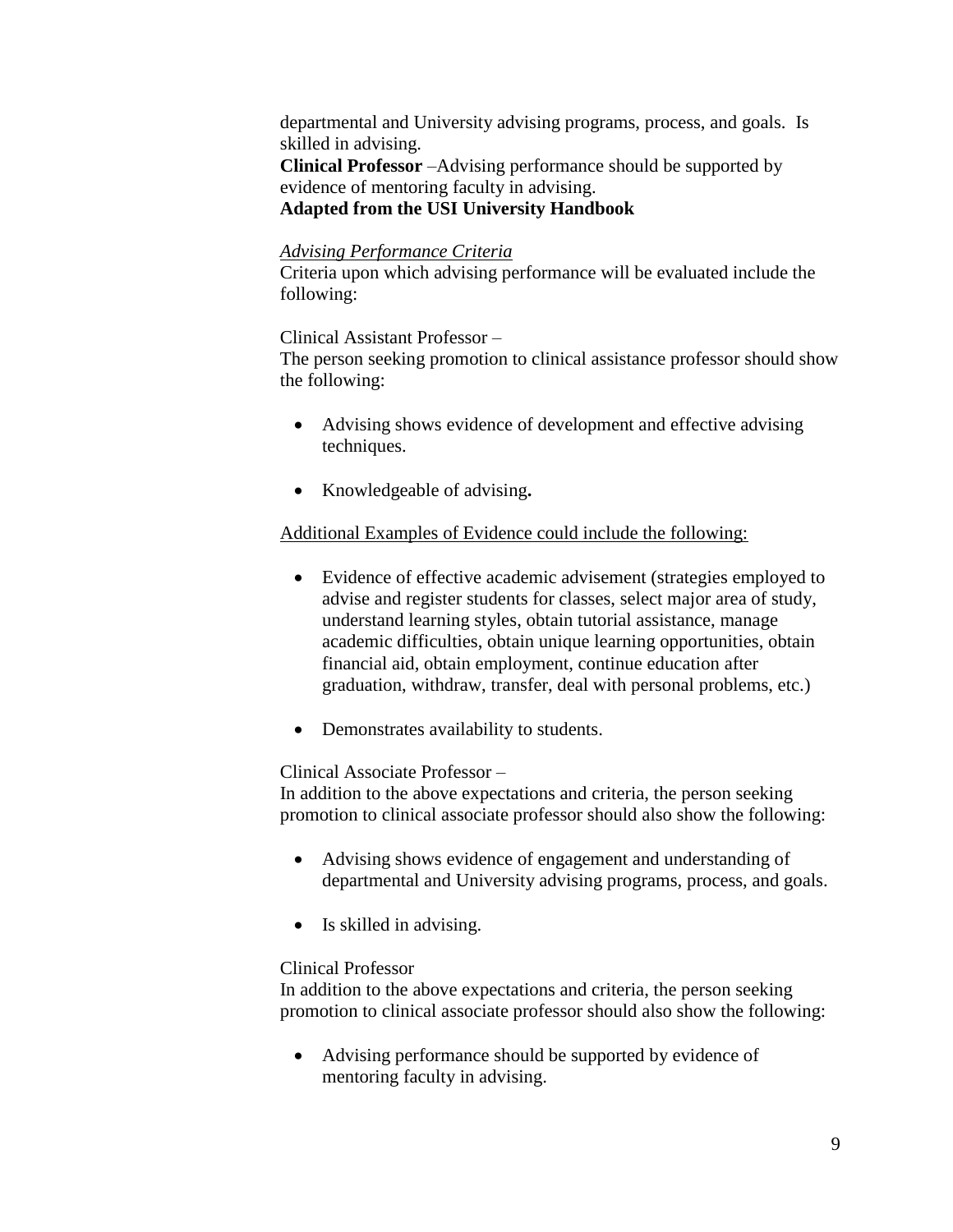departmental and University advising programs, process, and goals. Is skilled in advising.
**Clinical Professor** –Advising performance should be supported by evidence of mentoring faculty in advising.
**Adapted from the USI University Handbook**

*Advising Performance Criteria*
Criteria upon which advising performance will be evaluated include the following:

Clinical Assistant Professor –
The person seeking promotion to clinical assistance professor should show the following:

- Advising shows evidence of development and effective advising techniques.
- Knowledgeable of advising**.**

Additional Examples of Evidence could include the following:

- Evidence of effective academic advisement (strategies employed to advise and register students for classes, select major area of study, understand learning styles, obtain tutorial assistance, manage academic difficulties, obtain unique learning opportunities, obtain financial aid, obtain employment, continue education after graduation, withdraw, transfer, deal with personal problems, etc.)
- Demonstrates availability to students.

Clinical Associate Professor –
In addition to the above expectations and criteria, the person seeking promotion to clinical associate professor should also show the following:

- Advising shows evidence of engagement and understanding of departmental and University advising programs, process, and goals.
- Is skilled in advising.

Clinical Professor
In addition to the above expectations and criteria, the person seeking promotion to clinical associate professor should also show the following:

- Advising performance should be supported by evidence of mentoring faculty in advising.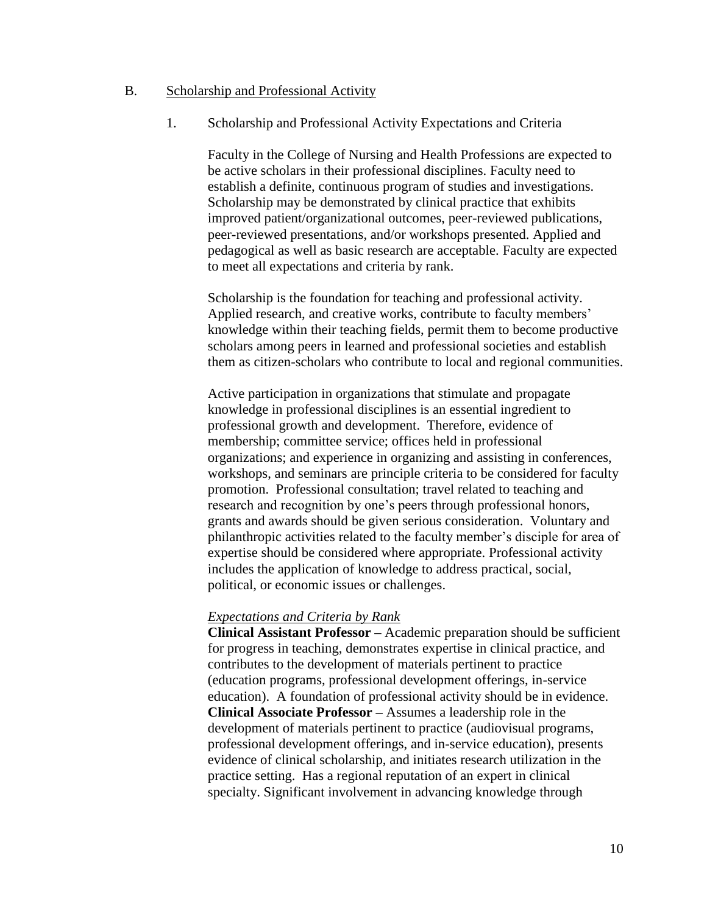B. Scholarship and Professional Activity

1. Scholarship and Professional Activity Expectations and Criteria

Faculty in the College of Nursing and Health Professions are expected to be active scholars in their professional disciplines. Faculty need to establish a definite, continuous program of studies and investigations. Scholarship may be demonstrated by clinical practice that exhibits improved patient/organizational outcomes, peer-reviewed publications, peer-reviewed presentations, and/or workshops presented. Applied and pedagogical as well as basic research are acceptable. Faculty are expected to meet all expectations and criteria by rank.

Scholarship is the foundation for teaching and professional activity. Applied research, and creative works, contribute to faculty members' knowledge within their teaching fields, permit them to become productive scholars among peers in learned and professional societies and establish them as citizen-scholars who contribute to local and regional communities.

Active participation in organizations that stimulate and propagate knowledge in professional disciplines is an essential ingredient to professional growth and development. Therefore, evidence of membership; committee service; offices held in professional organizations; and experience in organizing and assisting in conferences, workshops, and seminars are principle criteria to be considered for faculty promotion. Professional consultation; travel related to teaching and research and recognition by one's peers through professional honors, grants and awards should be given serious consideration. Voluntary and philanthropic activities related to the faculty member's disciple for area of expertise should be considered where appropriate. Professional activity includes the application of knowledge to address practical, social, political, or economic issues or challenges.

*Expectations and Criteria by Rank*

**Clinical Assistant Professor –** Academic preparation should be sufficient for progress in teaching, demonstrates expertise in clinical practice, and contributes to the development of materials pertinent to practice (education programs, professional development offerings, in-service education). A foundation of professional activity should be in evidence.

**Clinical Associate Professor –** Assumes a leadership role in the development of materials pertinent to practice (audiovisual programs, professional development offerings, and in-service education), presents evidence of clinical scholarship, and initiates research utilization in the practice setting. Has a regional reputation of an expert in clinical specialty. Significant involvement in advancing knowledge through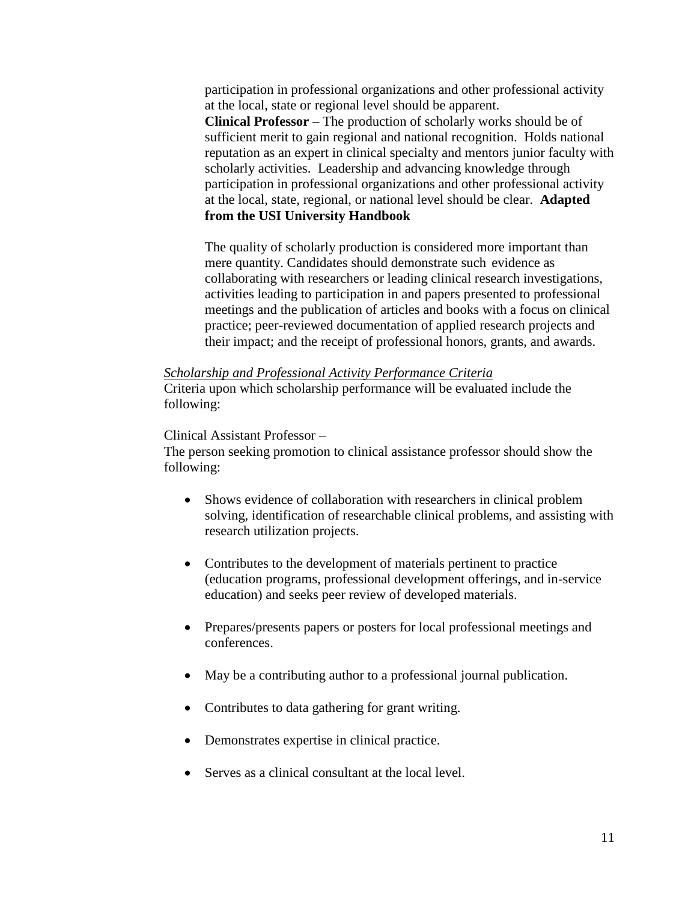participation in professional organizations and other professional activity at the local, state or regional level should be apparent.

**Clinical Professor** – The production of scholarly works should be of sufficient merit to gain regional and national recognition. Holds national reputation as an expert in clinical specialty and mentors junior faculty with scholarly activities. Leadership and advancing knowledge through participation in professional organizations and other professional activity at the local, state, regional, or national level should be clear. **Adapted from the USI University Handbook**

The quality of scholarly production is considered more important than mere quantity. Candidates should demonstrate such evidence as collaborating with researchers or leading clinical research investigations, activities leading to participation in and papers presented to professional meetings and the publication of articles and books with a focus on clinical practice; peer-reviewed documentation of applied research projects and their impact; and the receipt of professional honors, grants, and awards.

*Scholarship and Professional Activity Performance Criteria*

Criteria upon which scholarship performance will be evaluated include the following:

Clinical Assistant Professor –

The person seeking promotion to clinical assistance professor should show the following:

- Shows evidence of collaboration with researchers in clinical problem solving, identification of researchable clinical problems, and assisting with research utilization projects.
- Contributes to the development of materials pertinent to practice (education programs, professional development offerings, and in-service education) and seeks peer review of developed materials.
- Prepares/presents papers or posters for local professional meetings and conferences.
- May be a contributing author to a professional journal publication.
- Contributes to data gathering for grant writing.
- Demonstrates expertise in clinical practice.
- Serves as a clinical consultant at the local level.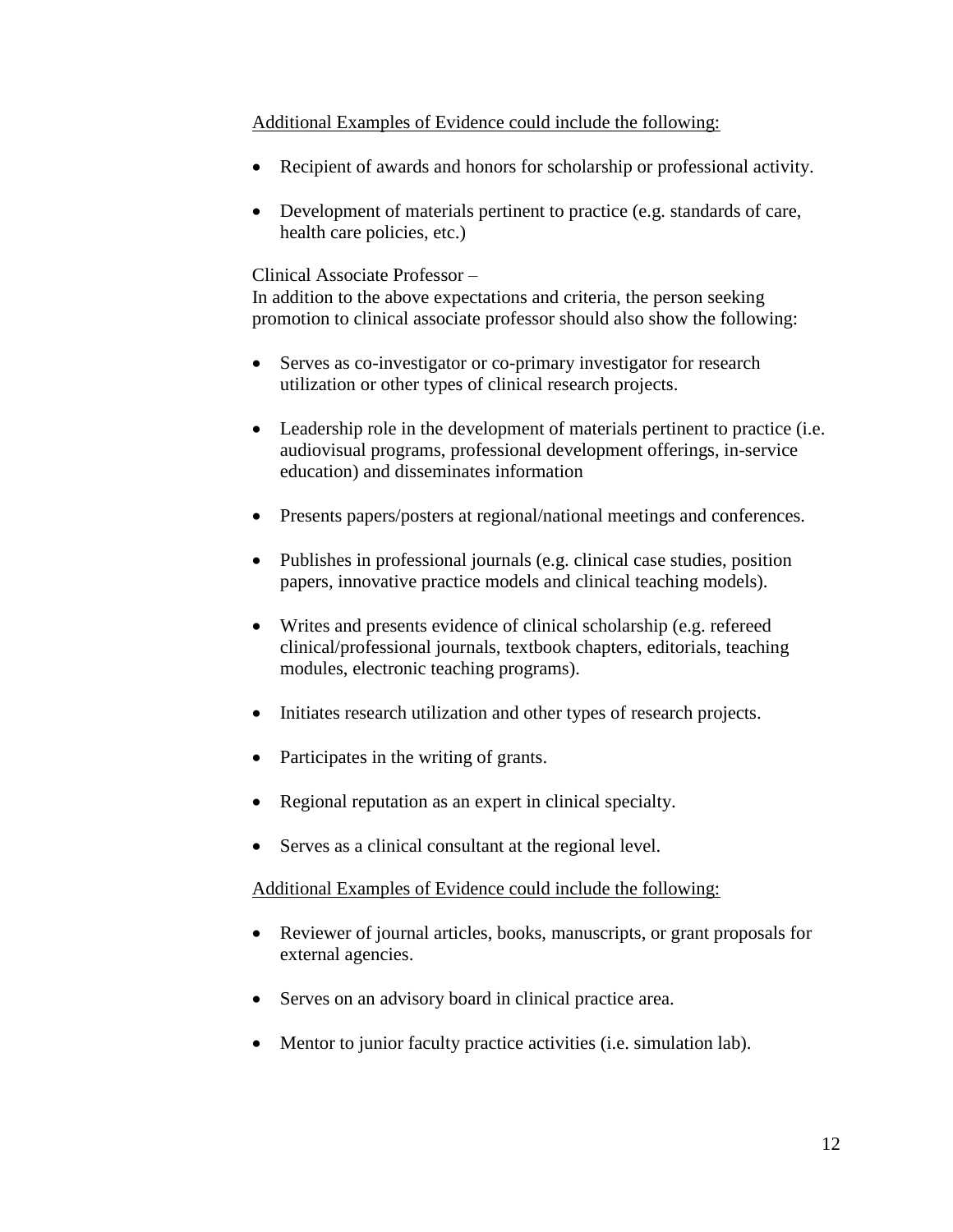<u>Additional Examples of Evidence could include the following:</u>

- Recipient of awards and honors for scholarship or professional activity.
- Development of materials pertinent to practice (e.g. standards of care, health care policies, etc.)

Clinical Associate Professor –
In addition to the above expectations and criteria, the person seeking promotion to clinical associate professor should also show the following:

- Serves as co-investigator or co-primary investigator for research utilization or other types of clinical research projects.
- Leadership role in the development of materials pertinent to practice (i.e. audiovisual programs, professional development offerings, in-service education) and disseminates information
- Presents papers/posters at regional/national meetings and conferences.
- Publishes in professional journals (e.g. clinical case studies, position papers, innovative practice models and clinical teaching models).
- Writes and presents evidence of clinical scholarship (e.g. refereed clinical/professional journals, textbook chapters, editorials, teaching modules, electronic teaching programs).
- Initiates research utilization and other types of research projects.
- Participates in the writing of grants.
- Regional reputation as an expert in clinical specialty.
- Serves as a clinical consultant at the regional level.

<u>Additional Examples of Evidence could include the following:</u>

- Reviewer of journal articles, books, manuscripts, or grant proposals for external agencies.
- Serves on an advisory board in clinical practice area.
- Mentor to junior faculty practice activities (i.e. simulation lab).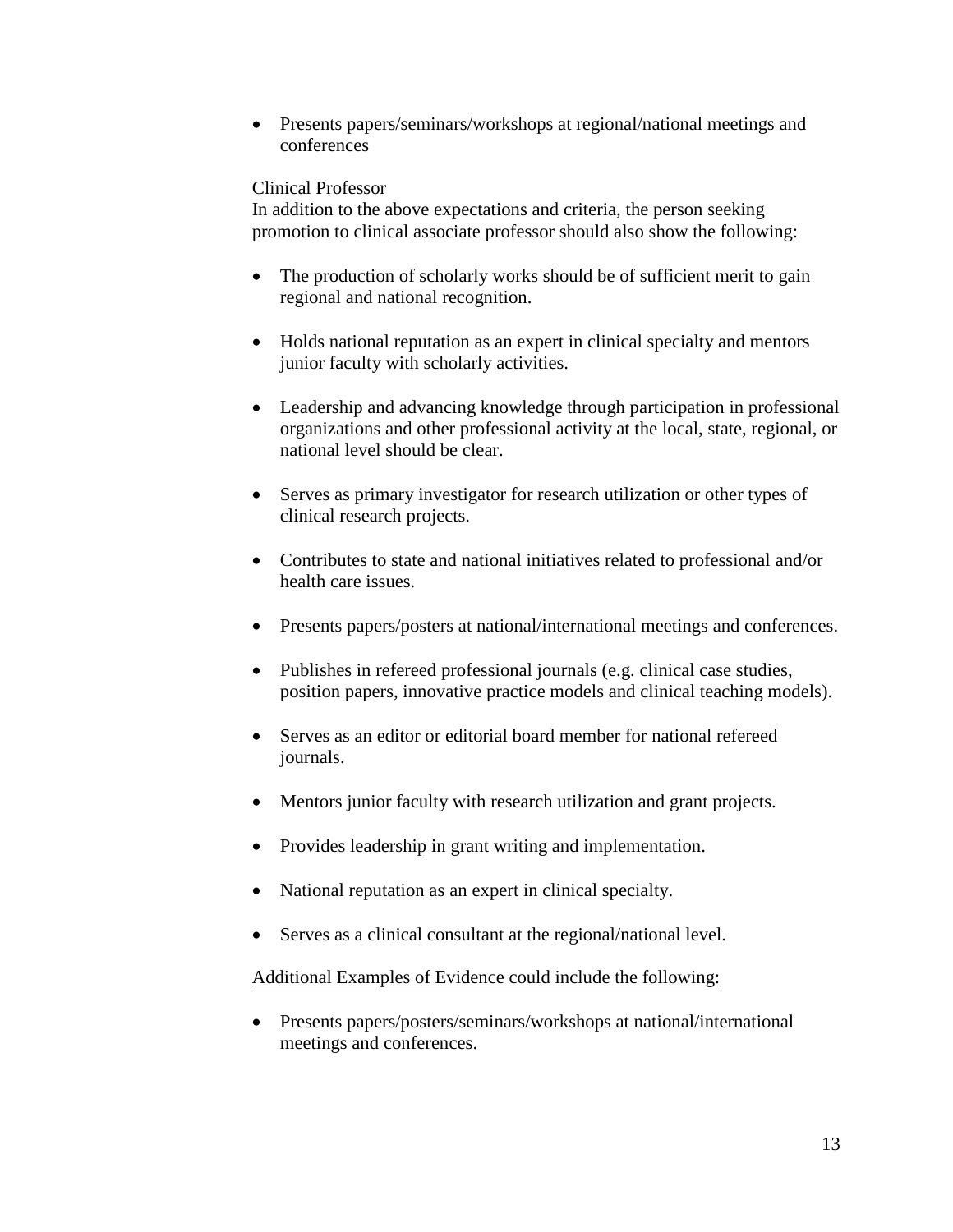- Presents papers/seminars/workshops at regional/national meetings and conferences

Clinical Professor

In addition to the above expectations and criteria, the person seeking promotion to clinical associate professor should also show the following:

- The production of scholarly works should be of sufficient merit to gain regional and national recognition.
- Holds national reputation as an expert in clinical specialty and mentors junior faculty with scholarly activities.
- Leadership and advancing knowledge through participation in professional organizations and other professional activity at the local, state, regional, or national level should be clear.
- Serves as primary investigator for research utilization or other types of clinical research projects.
- Contributes to state and national initiatives related to professional and/or health care issues.
- Presents papers/posters at national/international meetings and conferences.
- Publishes in refereed professional journals (e.g. clinical case studies, position papers, innovative practice models and clinical teaching models).
- Serves as an editor or editorial board member for national refereed journals.
- Mentors junior faculty with research utilization and grant projects.
- Provides leadership in grant writing and implementation.
- National reputation as an expert in clinical specialty.
- Serves as a clinical consultant at the regional/national level.

<u>Additional Examples of Evidence could include the following:</u>

- Presents papers/posters/seminars/workshops at national/international meetings and conferences.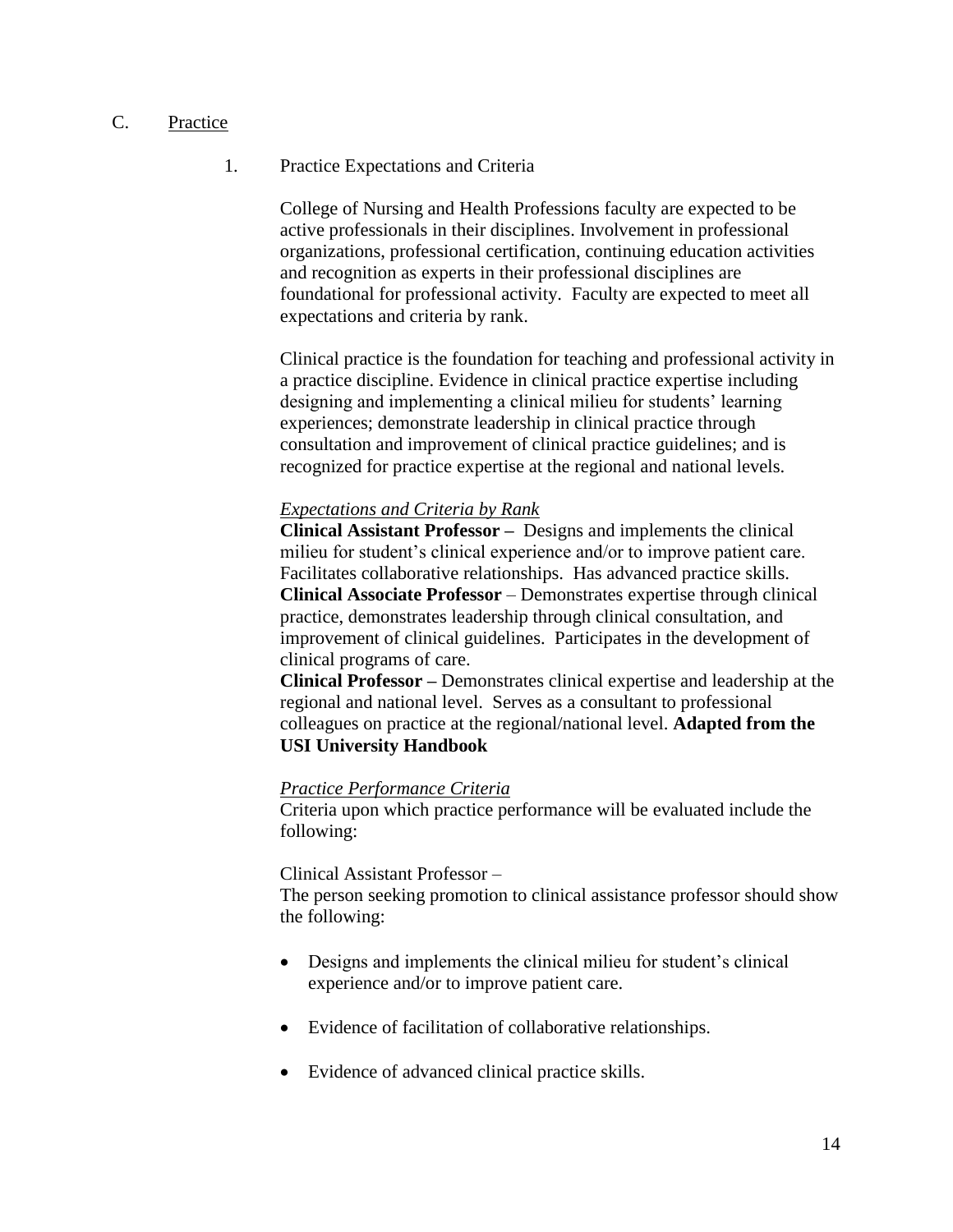## C. Practice

### 1. Practice Expectations and Criteria

College of Nursing and Health Professions faculty are expected to be active professionals in their disciplines. Involvement in professional organizations, professional certification, continuing education activities and recognition as experts in their professional disciplines are foundational for professional activity. Faculty are expected to meet all expectations and criteria by rank.

Clinical practice is the foundation for teaching and professional activity in a practice discipline. Evidence in clinical practice expertise including designing and implementing a clinical milieu for students' learning experiences; demonstrate leadership in clinical practice through consultation and improvement of clinical practice guidelines; and is recognized for practice expertise at the regional and national levels.

*Expectations and Criteria by Rank*

**Clinical Assistant Professor –** Designs and implements the clinical milieu for student's clinical experience and/or to improve patient care. Facilitates collaborative relationships. Has advanced practice skills.

**Clinical Associate Professor** – Demonstrates expertise through clinical practice, demonstrates leadership through clinical consultation, and improvement of clinical guidelines. Participates in the development of clinical programs of care.

**Clinical Professor –** Demonstrates clinical expertise and leadership at the regional and national level. Serves as a consultant to professional colleagues on practice at the regional/national level. **Adapted from the USI University Handbook**

*Practice Performance Criteria*

Criteria upon which practice performance will be evaluated include the following:

Clinical Assistant Professor –

The person seeking promotion to clinical assistance professor should show the following:

- Designs and implements the clinical milieu for student's clinical experience and/or to improve patient care.
- Evidence of facilitation of collaborative relationships.
- Evidence of advanced clinical practice skills.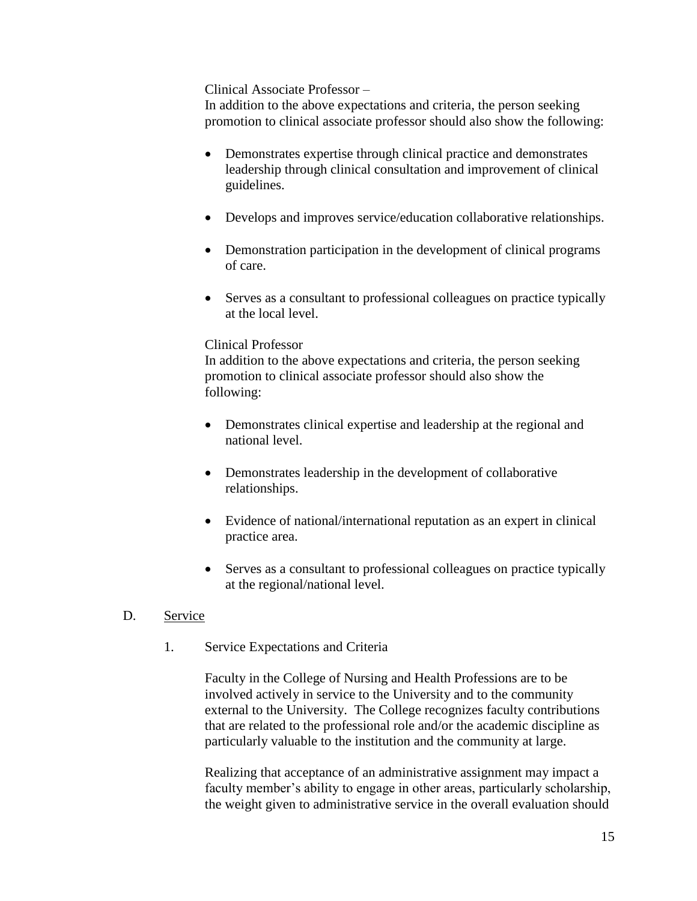Clinical Associate Professor –
In addition to the above expectations and criteria, the person seeking promotion to clinical associate professor should also show the following:

- Demonstrates expertise through clinical practice and demonstrates leadership through clinical consultation and improvement of clinical guidelines.
- Develops and improves service/education collaborative relationships.
- Demonstration participation in the development of clinical programs of care.
- Serves as a consultant to professional colleagues on practice typically at the local level.

Clinical Professor
In addition to the above expectations and criteria, the person seeking promotion to clinical associate professor should also show the following:

- Demonstrates clinical expertise and leadership at the regional and national level.
- Demonstrates leadership in the development of collaborative relationships.
- Evidence of national/international reputation as an expert in clinical practice area.
- Serves as a consultant to professional colleagues on practice typically at the regional/national level.

## D. Service

### 1. Service Expectations and Criteria

Faculty in the College of Nursing and Health Professions are to be involved actively in service to the University and to the community external to the University. The College recognizes faculty contributions that are related to the professional role and/or the academic discipline as particularly valuable to the institution and the community at large.

Realizing that acceptance of an administrative assignment may impact a faculty member's ability to engage in other areas, particularly scholarship, the weight given to administrative service in the overall evaluation should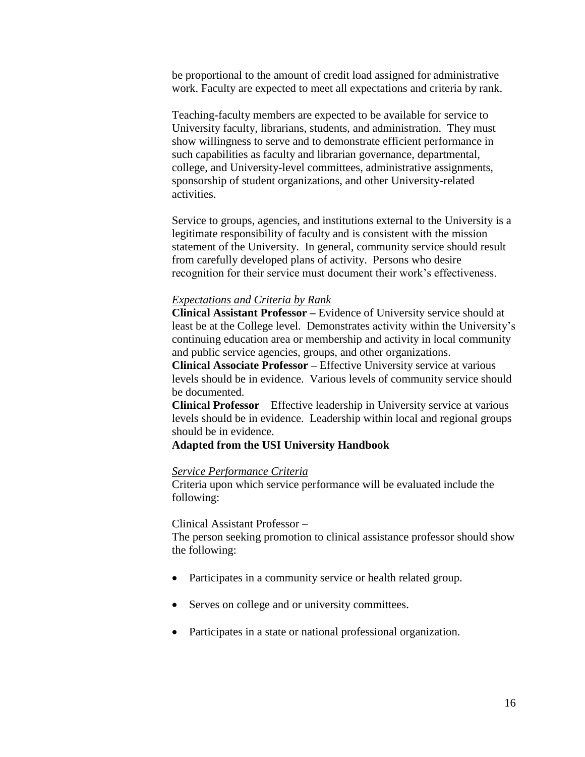be proportional to the amount of credit load assigned for administrative work. Faculty are expected to meet all expectations and criteria by rank.

Teaching-faculty members are expected to be available for service to University faculty, librarians, students, and administration. They must show willingness to serve and to demonstrate efficient performance in such capabilities as faculty and librarian governance, departmental, college, and University-level committees, administrative assignments, sponsorship of student organizations, and other University-related activities.

Service to groups, agencies, and institutions external to the University is a legitimate responsibility of faculty and is consistent with the mission statement of the University. In general, community service should result from carefully developed plans of activity. Persons who desire recognition for their service must document their work's effectiveness.

*Expectations and Criteria by Rank*

**Clinical Assistant Professor –** Evidence of University service should at least be at the College level. Demonstrates activity within the University's continuing education area or membership and activity in local community and public service agencies, groups, and other organizations.

**Clinical Associate Professor –** Effective University service at various levels should be in evidence. Various levels of community service should be documented.

**Clinical Professor** – Effective leadership in University service at various levels should be in evidence. Leadership within local and regional groups should be in evidence.

**Adapted from the USI University Handbook**

*Service Performance Criteria*

Criteria upon which service performance will be evaluated include the following:

Clinical Assistant Professor –

The person seeking promotion to clinical assistance professor should show the following:

- Participates in a community service or health related group.
- Serves on college and or university committees.
- Participates in a state or national professional organization.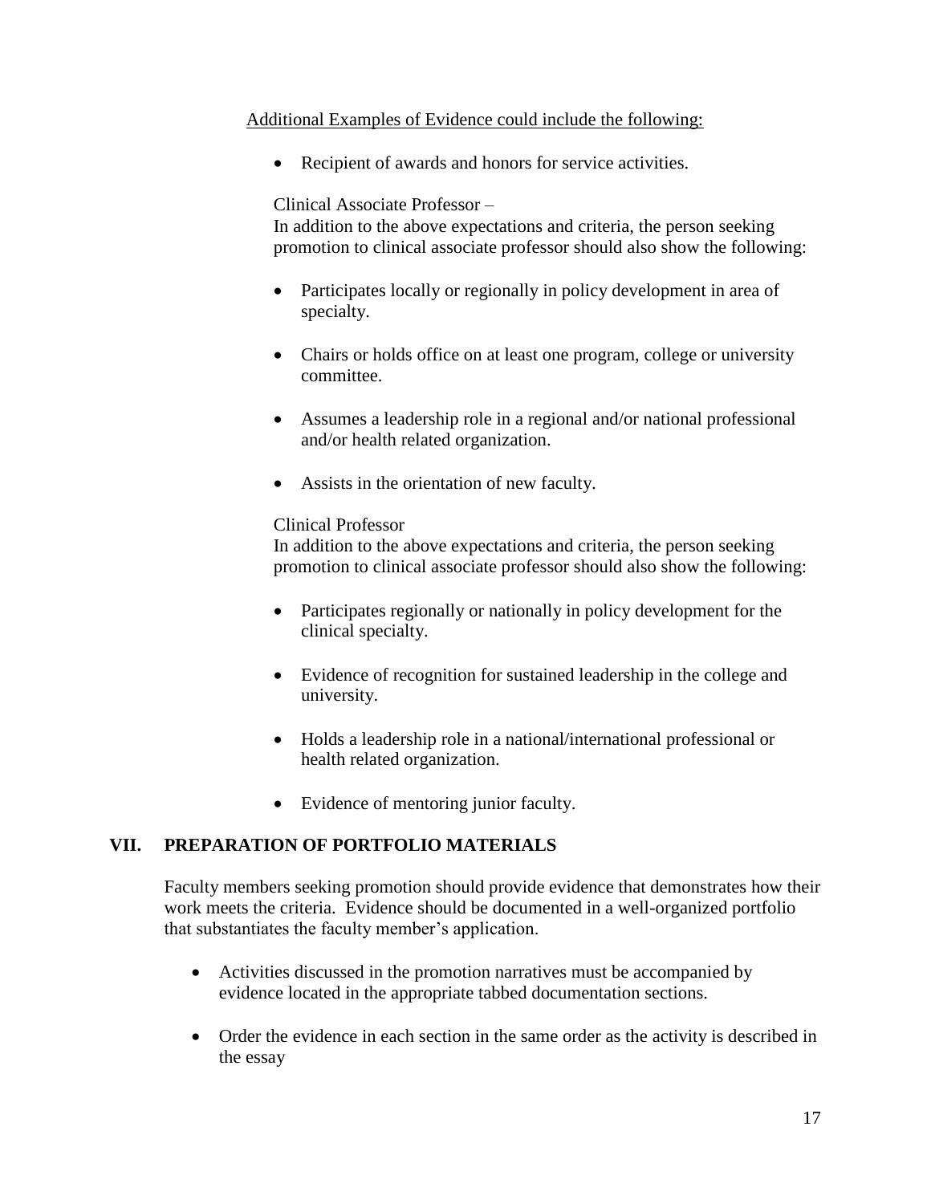<u>Additional Examples of Evidence could include the following:</u>

- Recipient of awards and honors for service activities.

Clinical Associate Professor –
In addition to the above expectations and criteria, the person seeking promotion to clinical associate professor should also show the following:

- Participates locally or regionally in policy development in area of specialty.
- Chairs or holds office on at least one program, college or university committee.
- Assumes a leadership role in a regional and/or national professional and/or health related organization.
- Assists in the orientation of new faculty.

Clinical Professor
In addition to the above expectations and criteria, the person seeking promotion to clinical associate professor should also show the following:

- Participates regionally or nationally in policy development for the clinical specialty.
- Evidence of recognition for sustained leadership in the college and university.
- Holds a leadership role in a national/international professional or health related organization.
- Evidence of mentoring junior faculty.

## VII. PREPARATION OF PORTFOLIO MATERIALS

Faculty members seeking promotion should provide evidence that demonstrates how their work meets the criteria. Evidence should be documented in a well-organized portfolio that substantiates the faculty member's application.

- Activities discussed in the promotion narratives must be accompanied by evidence located in the appropriate tabbed documentation sections.
- Order the evidence in each section in the same order as the activity is described in the essay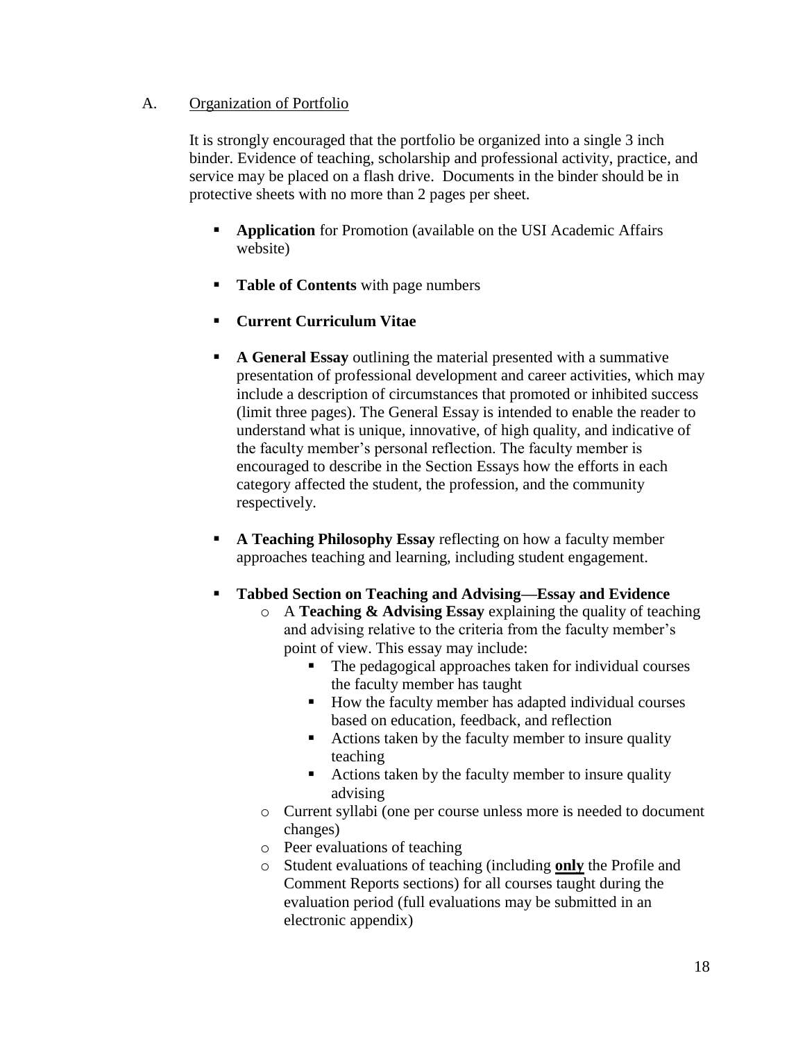A. Organization of Portfolio

It is strongly encouraged that the portfolio be organized into a single 3 inch binder. Evidence of teaching, scholarship and professional activity, practice, and service may be placed on a flash drive. Documents in the binder should be in protective sheets with no more than 2 pages per sheet.

- **Application** for Promotion (available on the USI Academic Affairs website)
- **Table of Contents** with page numbers
- **Current Curriculum Vitae**
- **A General Essay** outlining the material presented with a summative presentation of professional development and career activities, which may include a description of circumstances that promoted or inhibited success (limit three pages). The General Essay is intended to enable the reader to understand what is unique, innovative, of high quality, and indicative of the faculty member's personal reflection. The faculty member is encouraged to describe in the Section Essays how the efforts in each category affected the student, the profession, and the community respectively.
- **A Teaching Philosophy Essay** reflecting on how a faculty member approaches teaching and learning, including student engagement.
- **Tabbed Section on Teaching and Advising—Essay and Evidence**
  - A **Teaching & Advising Essay** explaining the quality of teaching and advising relative to the criteria from the faculty member's point of view. This essay may include:
    - The pedagogical approaches taken for individual courses the faculty member has taught
    - How the faculty member has adapted individual courses based on education, feedback, and reflection
    - Actions taken by the faculty member to insure quality teaching
    - Actions taken by the faculty member to insure quality advising
  - Current syllabi (one per course unless more is needed to document changes)
  - Peer evaluations of teaching
  - Student evaluations of teaching (including **only** the Profile and Comment Reports sections) for all courses taught during the evaluation period (full evaluations may be submitted in an electronic appendix)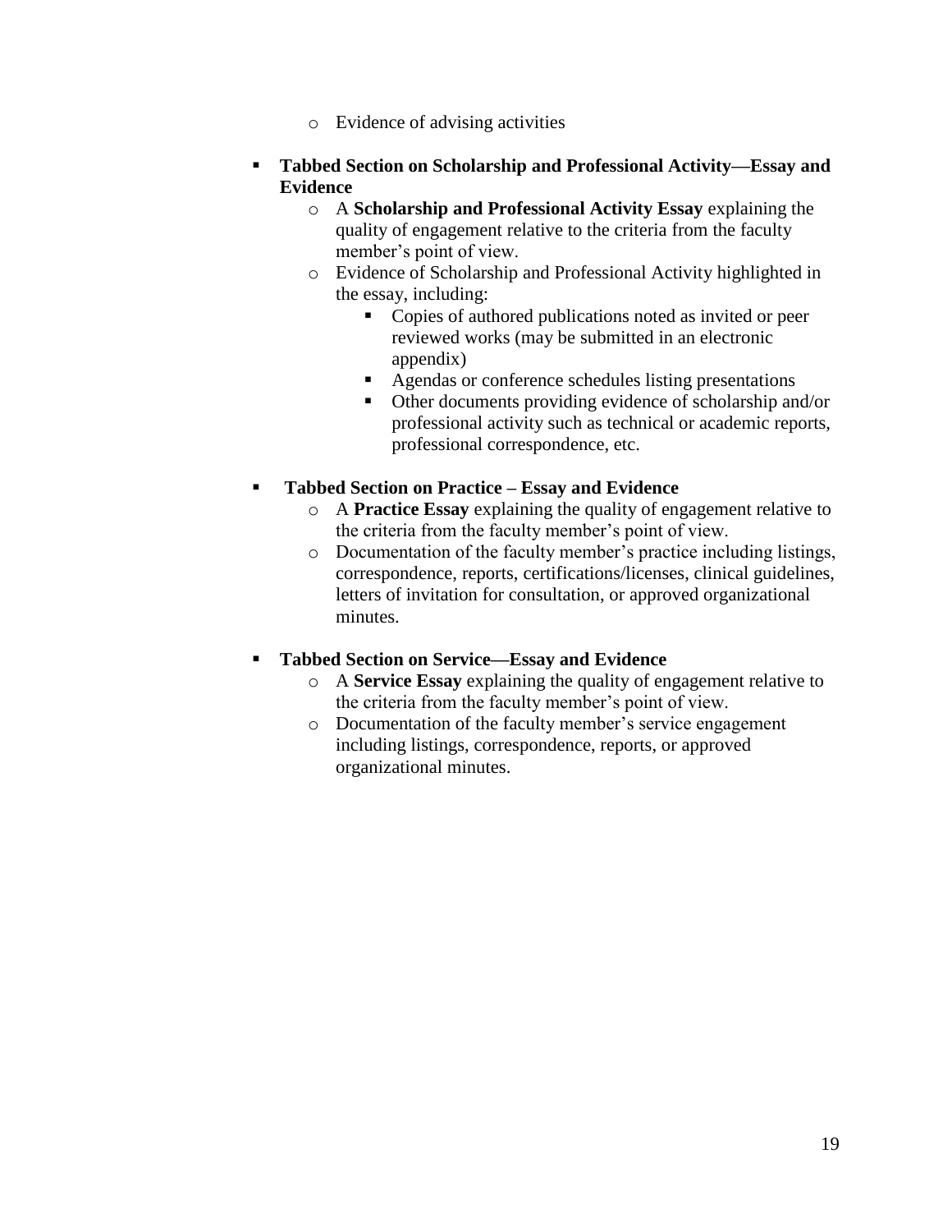- Evidence of advising activities

- **Tabbed Section on Scholarship and Professional Activity—Essay and Evidence**
  - A **Scholarship and Professional Activity Essay** explaining the quality of engagement relative to the criteria from the faculty member's point of view.
  - Evidence of Scholarship and Professional Activity highlighted in the essay, including:
    - Copies of authored publications noted as invited or peer reviewed works (may be submitted in an electronic appendix)
    - Agendas or conference schedules listing presentations
    - Other documents providing evidence of scholarship and/or professional activity such as technical or academic reports, professional correspondence, etc.

- **Tabbed Section on Practice – Essay and Evidence**
  - A **Practice Essay** explaining the quality of engagement relative to the criteria from the faculty member's point of view.
  - Documentation of the faculty member's practice including listings, correspondence, reports, certifications/licenses, clinical guidelines, letters of invitation for consultation, or approved organizational minutes.

- **Tabbed Section on Service—Essay and Evidence**
  - A **Service Essay** explaining the quality of engagement relative to the criteria from the faculty member's point of view.
  - Documentation of the faculty member's service engagement including listings, correspondence, reports, or approved organizational minutes.